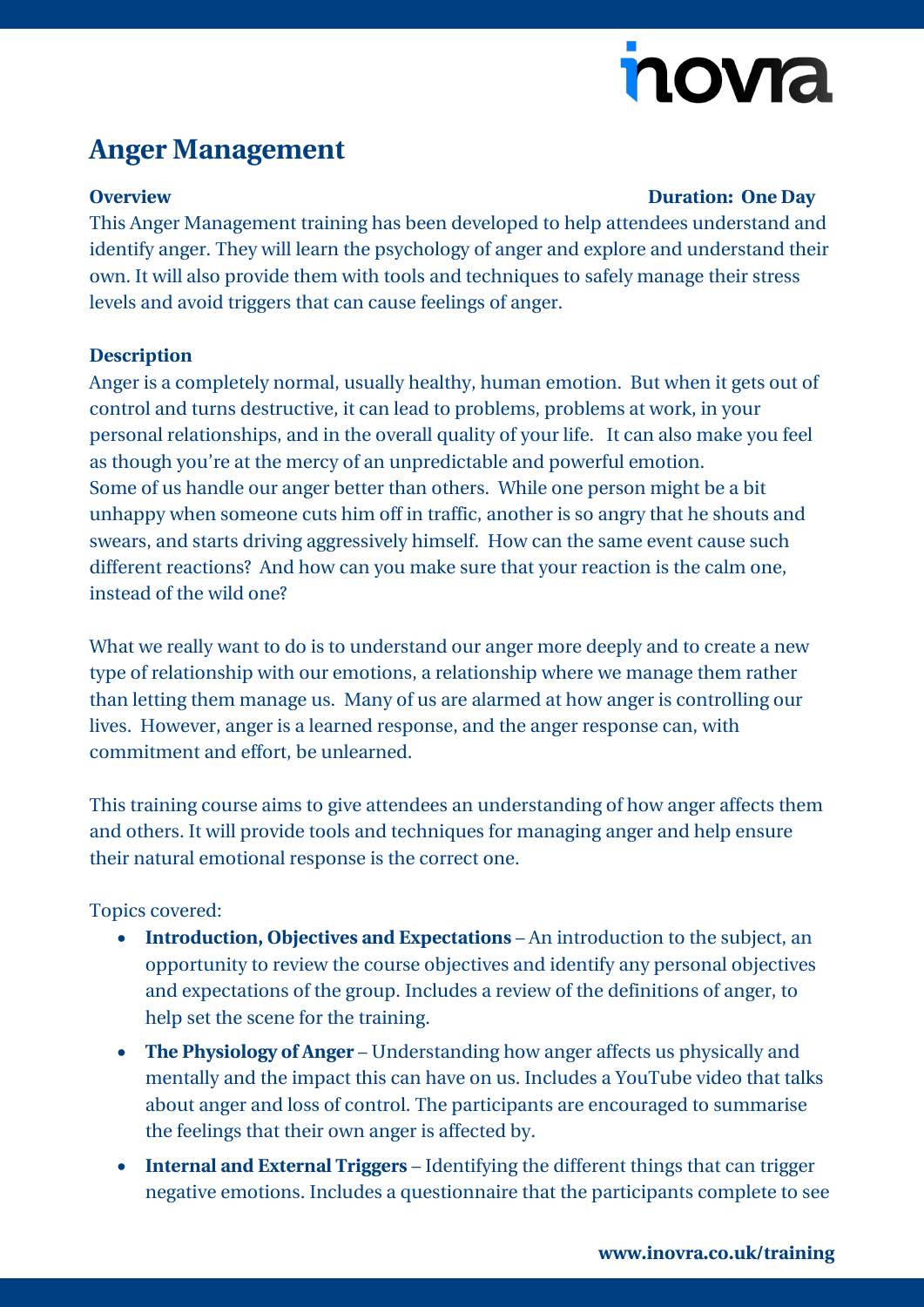# Anger Management

**Overview** **Duration: One Day**

This Anger Management training has been developed to help attendees understand and identify anger. They will learn the psychology of anger and explore and understand their own. It will also provide them with tools and techniques to safely manage their stress levels and avoid triggers that can cause feelings of anger.

**Description**

Anger is a completely normal, usually healthy, human emotion. But when it gets out of control and turns destructive, it can lead to problems, problems at work, in your personal relationships, and in the overall quality of your life. It can also make you feel as though you're at the mercy of an unpredictable and powerful emotion.
Some of us handle our anger better than others. While one person might be a bit unhappy when someone cuts him off in traffic, another is so angry that he shouts and swears, and starts driving aggressively himself. How can the same event cause such different reactions? And how can you make sure that your reaction is the calm one, instead of the wild one?

What we really want to do is to understand our anger more deeply and to create a new type of relationship with our emotions, a relationship where we manage them rather than letting them manage us. Many of us are alarmed at how anger is controlling our lives. However, anger is a learned response, and the anger response can, with commitment and effort, be unlearned.

This training course aims to give attendees an understanding of how anger affects them and others. It will provide tools and techniques for managing anger and help ensure their natural emotional response is the correct one.

Topics covered:

- **Introduction, Objectives and Expectations** – An introduction to the subject, an opportunity to review the course objectives and identify any personal objectives and expectations of the group. Includes a review of the definitions of anger, to help set the scene for the training.
- **The Physiology of Anger** – Understanding how anger affects us physically and mentally and the impact this can have on us. Includes a YouTube video that talks about anger and loss of control. The participants are encouraged to summarise the feelings that their own anger is affected by.
- **Internal and External Triggers** – Identifying the different things that can trigger negative emotions. Includes a questionnaire that the participants complete to see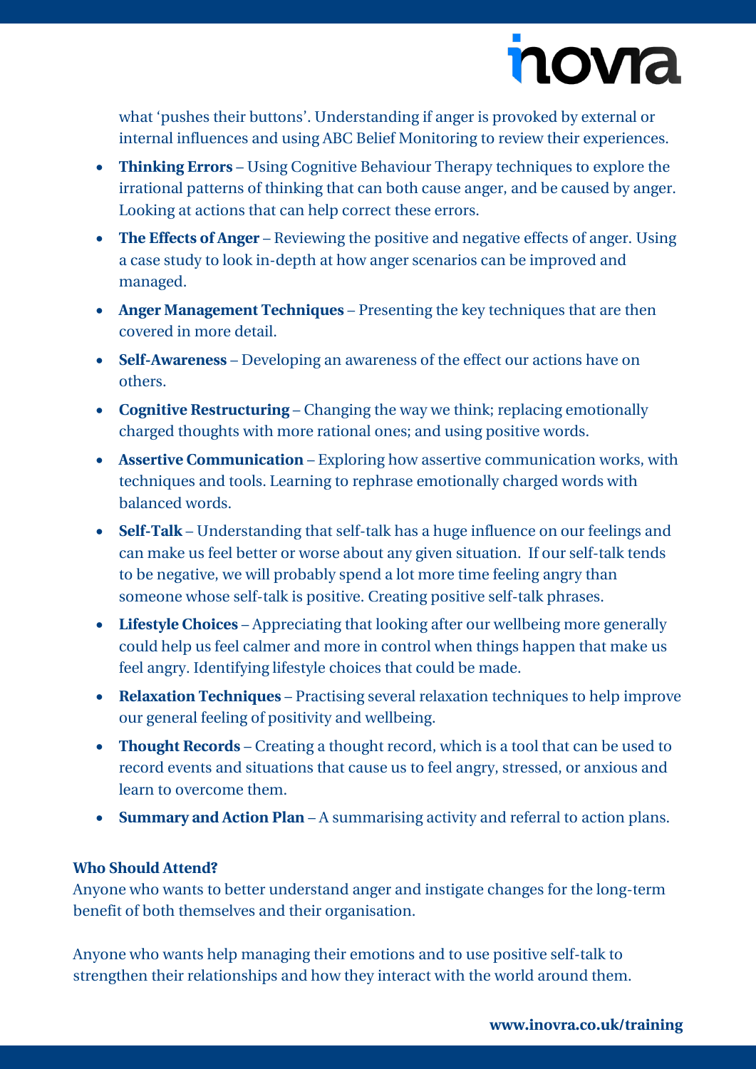what 'pushes their buttons'. Understanding if anger is provoked by external or internal influences and using ABC Belief Monitoring to review their experiences.

- **Thinking Errors** – Using Cognitive Behaviour Therapy techniques to explore the irrational patterns of thinking that can both cause anger, and be caused by anger. Looking at actions that can help correct these errors.
- **The Effects of Anger** – Reviewing the positive and negative effects of anger. Using a case study to look in-depth at how anger scenarios can be improved and managed.
- **Anger Management Techniques** – Presenting the key techniques that are then covered in more detail.
- **Self-Awareness** – Developing an awareness of the effect our actions have on others.
- **Cognitive Restructuring** – Changing the way we think; replacing emotionally charged thoughts with more rational ones; and using positive words.
- **Assertive Communication** – Exploring how assertive communication works, with techniques and tools. Learning to rephrase emotionally charged words with balanced words.
- **Self-Talk** – Understanding that self-talk has a huge influence on our feelings and can make us feel better or worse about any given situation. If our self-talk tends to be negative, we will probably spend a lot more time feeling angry than someone whose self-talk is positive. Creating positive self-talk phrases.
- **Lifestyle Choices** – Appreciating that looking after our wellbeing more generally could help us feel calmer and more in control when things happen that make us feel angry. Identifying lifestyle choices that could be made.
- **Relaxation Techniques** – Practising several relaxation techniques to help improve our general feeling of positivity and wellbeing.
- **Thought Records** – Creating a thought record, which is a tool that can be used to record events and situations that cause us to feel angry, stressed, or anxious and learn to overcome them.
- **Summary and Action Plan** – A summarising activity and referral to action plans.

### Who Should Attend?

Anyone who wants to better understand anger and instigate changes for the long-term benefit of both themselves and their organisation.

Anyone who wants help managing their emotions and to use positive self-talk to strengthen their relationships and how they interact with the world around them.